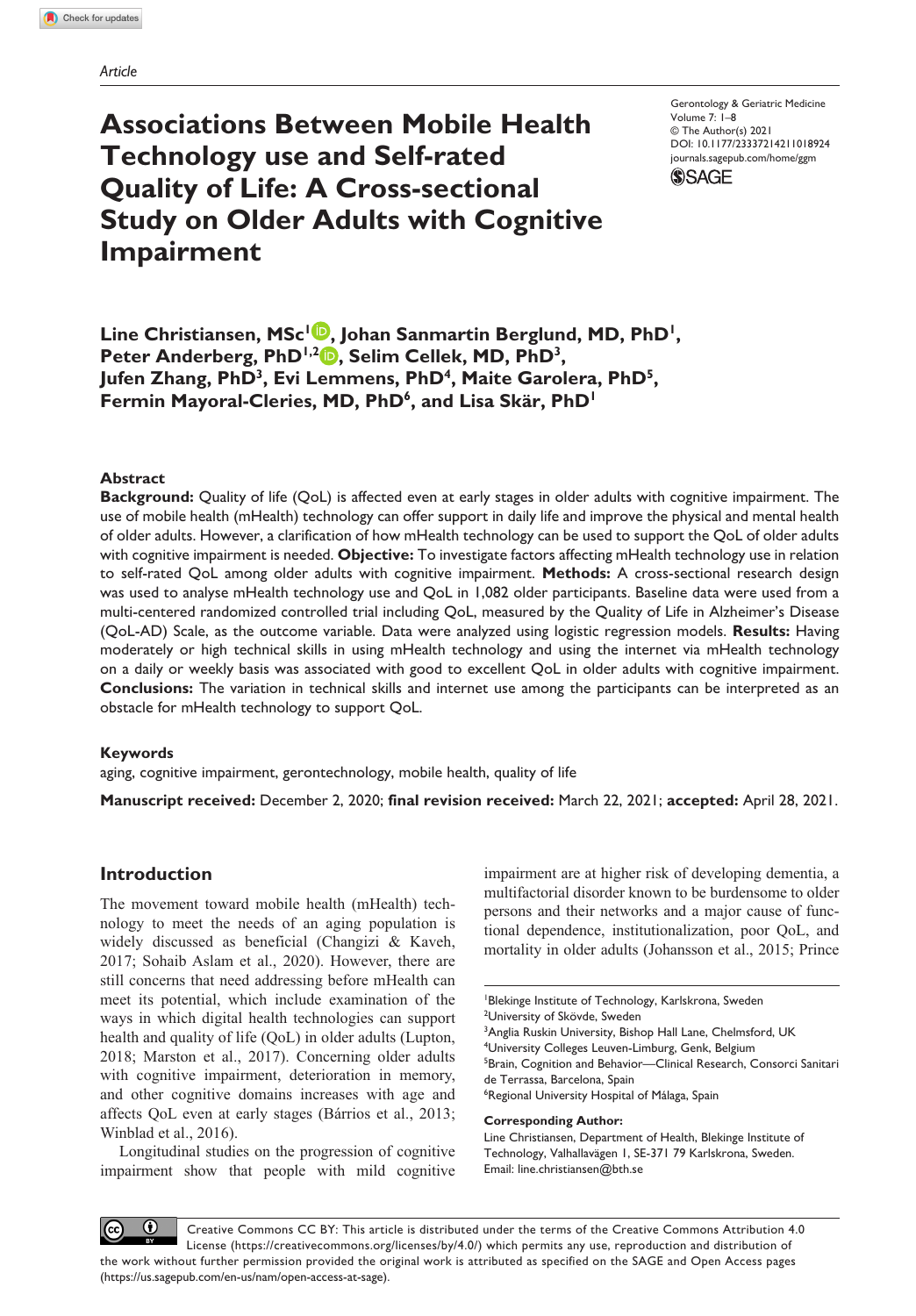Article

# Associations Between Mobile Health Technology use and Self-rated Quality of Life: A Cross-sectional Study on Older Adults with Cognitive Impairment

Gerontology & Geriatric Medicine
Volume 7: 1–8
© The Author(s) 2021
DOI: 10.1177/23337214211018924
journals.sagepub.com/home/ggm

**Line Christiansen, MSc[1], Johan Sanmartin Berglund, MD, PhD[1], Peter Anderberg, PhD[1,2], Selim Cellek, MD, PhD[3], Jufen Zhang, PhD[3], Evi Lemmens, PhD[4], Maite Garolera, PhD[5], Fermin Mayoral-Cleries, MD, PhD[6], and Lisa Skär, PhD[1]**

## Abstract

**Background:** Quality of life (QoL) is affected even at early stages in older adults with cognitive impairment. The use of mobile health (mHealth) technology can offer support in daily life and improve the physical and mental health of older adults. However, a clarification of how mHealth technology can be used to support the QoL of older adults with cognitive impairment is needed. **Objective:** To investigate factors affecting mHealth technology use in relation to self-rated QoL among older adults with cognitive impairment. **Methods:** A cross-sectional research design was used to analyse mHealth technology use and QoL in 1,082 older participants. Baseline data were used from a multi-centered randomized controlled trial including QoL, measured by the Quality of Life in Alzheimer's Disease (QoL-AD) Scale, as the outcome variable. Data were analyzed using logistic regression models. **Results:** Having moderately or high technical skills in using mHealth technology and using the internet via mHealth technology on a daily or weekly basis was associated with good to excellent QoL in older adults with cognitive impairment. **Conclusions:** The variation in technical skills and internet use among the participants can be interpreted as an obstacle for mHealth technology to support QoL.

### Keywords

aging, cognitive impairment, gerontechnology, mobile health, quality of life

**Manuscript received:** December 2, 2020; **final revision received:** March 22, 2021; **accepted:** April 28, 2021.

## Introduction

The movement toward mobile health (mHealth) technology to meet the needs of an aging population is widely discussed as beneficial (Changizi & Kaveh, 2017; Sohaib Aslam et al., 2020). However, there are still concerns that need addressing before mHealth can meet its potential, which include examination of the ways in which digital health technologies can support health and quality of life (QoL) in older adults (Lupton, 2018; Marston et al., 2017). Concerning older adults with cognitive impairment, deterioration in memory, and other cognitive domains increases with age and affects QoL even at early stages (Bárrios et al., 2013; Winblad et al., 2016).

Longitudinal studies on the progression of cognitive impairment show that people with mild cognitive impairment are at higher risk of developing dementia, a multifactorial disorder known to be burdensome to older persons and their networks and a major cause of functional dependence, institutionalization, poor QoL, and mortality in older adults (Johansson et al., 2015; Prince

[1]Blekinge Institute of Technology, Karlskrona, Sweden
[2]University of Skövde, Sweden
[3]Anglia Ruskin University, Bishop Hall Lane, Chelmsford, UK
[4]University Colleges Leuven-Limburg, Genk, Belgium
[5]Brain, Cognition and Behavior—Clinical Research, Consorci Sanitari de Terrassa, Barcelona, Spain
[6]Regional University Hospital of Málaga, Spain

**Corresponding Author:**
Line Christiansen, Department of Health, Blekinge Institute of Technology, Valhallavägen 1, SE-371 79 Karlskrona, Sweden.
Email: line.christiansen@bth.se

Creative Commons CC BY: This article is distributed under the terms of the Creative Commons Attribution 4.0 License (https://creativecommons.org/licenses/by/4.0/) which permits any use, reproduction and distribution of the work without further permission provided the original work is attributed as specified on the SAGE and Open Access pages (https://us.sagepub.com/en-us/nam/open-access-at-sage).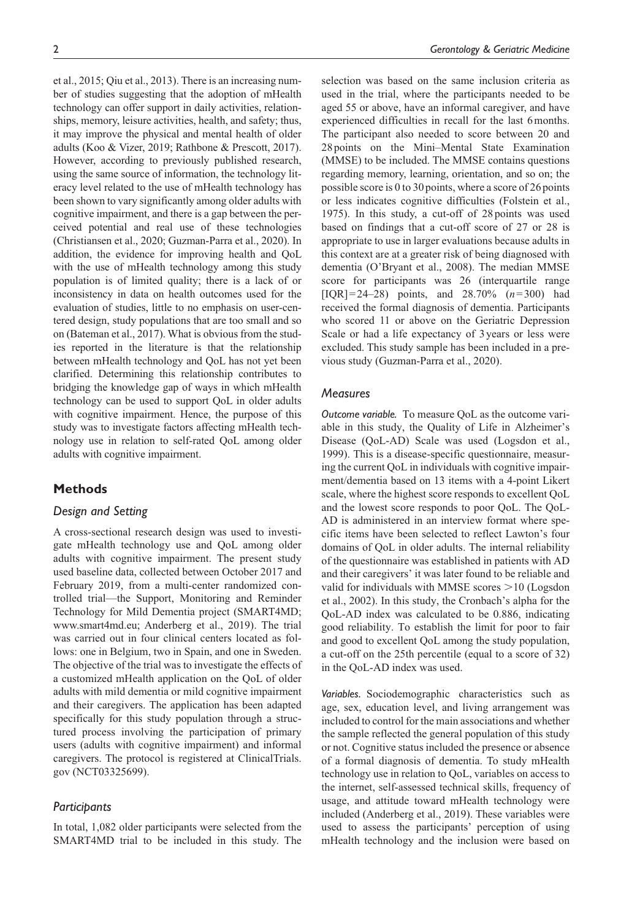et al., 2015; Qiu et al., 2013). There is an increasing number of studies suggesting that the adoption of mHealth technology can offer support in daily activities, relationships, memory, leisure activities, health, and safety; thus, it may improve the physical and mental health of older adults (Koo & Vizer, 2019; Rathbone & Prescott, 2017). However, according to previously published research, using the same source of information, the technology literacy level related to the use of mHealth technology has been shown to vary significantly among older adults with cognitive impairment, and there is a gap between the perceived potential and real use of these technologies (Christiansen et al., 2020; Guzman-Parra et al., 2020). In addition, the evidence for improving health and QoL with the use of mHealth technology among this study population is of limited quality; there is a lack of or inconsistency in data on health outcomes used for the evaluation of studies, little to no emphasis on user-centered design, study populations that are too small and so on (Bateman et al., 2017). What is obvious from the studies reported in the literature is that the relationship between mHealth technology and QoL has not yet been clarified. Determining this relationship contributes to bridging the knowledge gap of ways in which mHealth technology can be used to support QoL in older adults with cognitive impairment. Hence, the purpose of this study was to investigate factors affecting mHealth technology use in relation to self-rated QoL among older adults with cognitive impairment.

## Methods

### Design and Setting

A cross-sectional research design was used to investigate mHealth technology use and QoL among older adults with cognitive impairment. The present study used baseline data, collected between October 2017 and February 2019, from a multi-center randomized controlled trial—the Support, Monitoring and Reminder Technology for Mild Dementia project (SMART4MD; www.smart4md.eu; Anderberg et al., 2019). The trial was carried out in four clinical centers located as follows: one in Belgium, two in Spain, and one in Sweden. The objective of the trial was to investigate the effects of a customized mHealth application on the QoL of older adults with mild dementia or mild cognitive impairment and their caregivers. The application has been adapted specifically for this study population through a structured process involving the participation of primary users (adults with cognitive impairment) and informal caregivers. The protocol is registered at ClinicalTrials.gov (NCT03325699).

### Participants

In total, 1,082 older participants were selected from the SMART4MD trial to be included in this study. The selection was based on the same inclusion criteria as used in the trial, where the participants needed to be aged 55 or above, have an informal caregiver, and have experienced difficulties in recall for the last 6 months. The participant also needed to score between 20 and 28 points on the Mini–Mental State Examination (MMSE) to be included. The MMSE contains questions regarding memory, learning, orientation, and so on; the possible score is 0 to 30 points, where a score of 26 points or less indicates cognitive difficulties (Folstein et al., 1975). In this study, a cut-off of 28 points was used based on findings that a cut-off score of 27 or 28 is appropriate to use in larger evaluations because adults in this context are at a greater risk of being diagnosed with dementia (O'Bryant et al., 2008). The median MMSE score for participants was 26 (interquartile range [IQR] = 24–28) points, and 28.70% ($n = 300$) had received the formal diagnosis of dementia. Participants who scored 11 or above on the Geriatric Depression Scale or had a life expectancy of 3 years or less were excluded. This study sample has been included in a previous study (Guzman-Parra et al., 2020).

### Measures

*Outcome variable.* To measure QoL as the outcome variable in this study, the Quality of Life in Alzheimer's Disease (QoL-AD) Scale was used (Logsdon et al., 1999). This is a disease-specific questionnaire, measuring the current QoL in individuals with cognitive impairment/dementia based on 13 items with a 4-point Likert scale, where the highest score responds to excellent QoL and the lowest score responds to poor QoL. The QoL-AD is administered in an interview format where specific items have been selected to reflect Lawton's four domains of QoL in older adults. The internal reliability of the questionnaire was established in patients with AD and their caregivers' it was later found to be reliable and valid for individuals with MMSE scores $>10$ (Logsdon et al., 2002). In this study, the Cronbach's alpha for the QoL-AD index was calculated to be 0.886, indicating good reliability. To establish the limit for poor to fair and good to excellent QoL among the study population, a cut-off on the 25th percentile (equal to a score of 32) in the QoL-AD index was used.

*Variables.* Sociodemographic characteristics such as age, sex, education level, and living arrangement was included to control for the main associations and whether the sample reflected the general population of this study or not. Cognitive status included the presence or absence of a formal diagnosis of dementia. To study mHealth technology use in relation to QoL, variables on access to the internet, self-assessed technical skills, frequency of usage, and attitude toward mHealth technology were included (Anderberg et al., 2019). These variables were used to assess the participants' perception of using mHealth technology and the inclusion were based on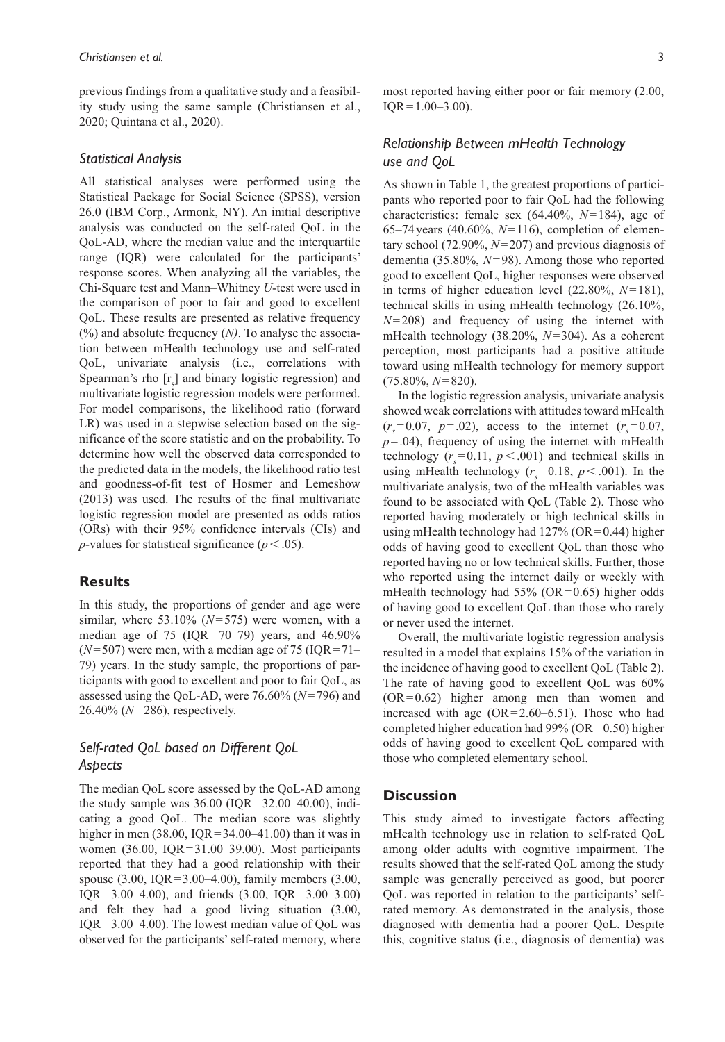previous findings from a qualitative study and a feasibility study using the same sample (Christiansen et al., 2020; Quintana et al., 2020).

### *Statistical Analysis*

All statistical analyses were performed using the Statistical Package for Social Science (SPSS), version 26.0 (IBM Corp., Armonk, NY). An initial descriptive analysis was conducted on the self-rated QoL in the QoL-AD, where the median value and the interquartile range (IQR) were calculated for the participants' response scores. When analyzing all the variables, the Chi-Square test and Mann–Whitney *U*-test were used in the comparison of poor to fair and good to excellent QoL. These results are presented as relative frequency (%) and absolute frequency (*N*). To analyse the association between mHealth technology use and self-rated QoL, univariate analysis (i.e., correlations with Spearman's rho [$r_s$] and binary logistic regression) and multivariate logistic regression models were performed. For model comparisons, the likelihood ratio (forward LR) was used in a stepwise selection based on the significance of the score statistic and on the probability. To determine how well the observed data corresponded to the predicted data in the models, the likelihood ratio test and goodness-of-fit test of Hosmer and Lemeshow (2013) was used. The results of the final multivariate logistic regression model are presented as odds ratios (ORs) with their 95% confidence intervals (CIs) and *p*-values for statistical significance ($p < .05$).

## **Results**

In this study, the proportions of gender and age were similar, where 53.10% ($N = 575$) were women, with a median age of 75 (IQR = 70–79) years, and 46.90% ($N = 507$) were men, with a median age of 75 (IQR = 71–79) years. In the study sample, the proportions of participants with good to excellent and poor to fair QoL, as assessed using the QoL-AD, were 76.60% ($N = 796$) and 26.40% ($N = 286$), respectively.

### *Self-rated QoL based on Different QoL Aspects*

The median QoL score assessed by the QoL-AD among the study sample was 36.00 (IQR = 32.00–40.00), indicating a good QoL. The median score was slightly higher in men (38.00, IQR = 34.00–41.00) than it was in women (36.00, IQR = 31.00–39.00). Most participants reported that they had a good relationship with their spouse (3.00, IQR = 3.00–4.00), family members (3.00, IQR = 3.00–4.00), and friends (3.00, IQR = 3.00–3.00) and felt they had a good living situation (3.00, IQR = 3.00–4.00). The lowest median value of QoL was observed for the participants' self-rated memory, where most reported having either poor or fair memory (2.00, IQR = 1.00–3.00).

### *Relationship Between mHealth Technology use and QoL*

As shown in Table 1, the greatest proportions of participants who reported poor to fair QoL had the following characteristics: female sex (64.40%, $N = 184$), age of 65–74 years (40.60%, $N = 116$), completion of elementary school (72.90%, $N = 207$) and previous diagnosis of dementia (35.80%, $N = 98$). Among those who reported good to excellent QoL, higher responses were observed in terms of higher education level (22.80%, $N = 181$), technical skills in using mHealth technology (26.10%, $N = 208$) and frequency of using the internet with mHealth technology (38.20%, $N = 304$). As a coherent perception, most participants had a positive attitude toward using mHealth technology for memory support (75.80%, $N = 820$).

In the logistic regression analysis, univariate analysis showed weak correlations with attitudes toward mHealth ($r_s = 0.07$, $p = .02$), access to the internet ($r_s = 0.07$, $p = .04$), frequency of using the internet with mHealth technology ($r_s = 0.11$, $p < .001$) and technical skills in using mHealth technology ($r_s = 0.18$, $p < .001$). In the multivariate analysis, two of the mHealth variables was found to be associated with QoL (Table 2). Those who reported having moderately or high technical skills in using mHealth technology had 127% (OR = 0.44) higher odds of having good to excellent QoL than those who reported having no or low technical skills. Further, those who reported using the internet daily or weekly with mHealth technology had 55% (OR = 0.65) higher odds of having good to excellent QoL than those who rarely or never used the internet.

Overall, the multivariate logistic regression analysis resulted in a model that explains 15% of the variation in the incidence of having good to excellent QoL (Table 2). The rate of having good to excellent QoL was 60% (OR = 0.62) higher among men than women and increased with age (OR = 2.60–6.51). Those who had completed higher education had 99% (OR = 0.50) higher odds of having good to excellent QoL compared with those who completed elementary school.

## **Discussion**

This study aimed to investigate factors affecting mHealth technology use in relation to self-rated QoL among older adults with cognitive impairment. The results showed that the self-rated QoL among the study sample was generally perceived as good, but poorer QoL was reported in relation to the participants' self-rated memory. As demonstrated in the analysis, those diagnosed with dementia had a poorer QoL. Despite this, cognitive status (i.e., diagnosis of dementia) was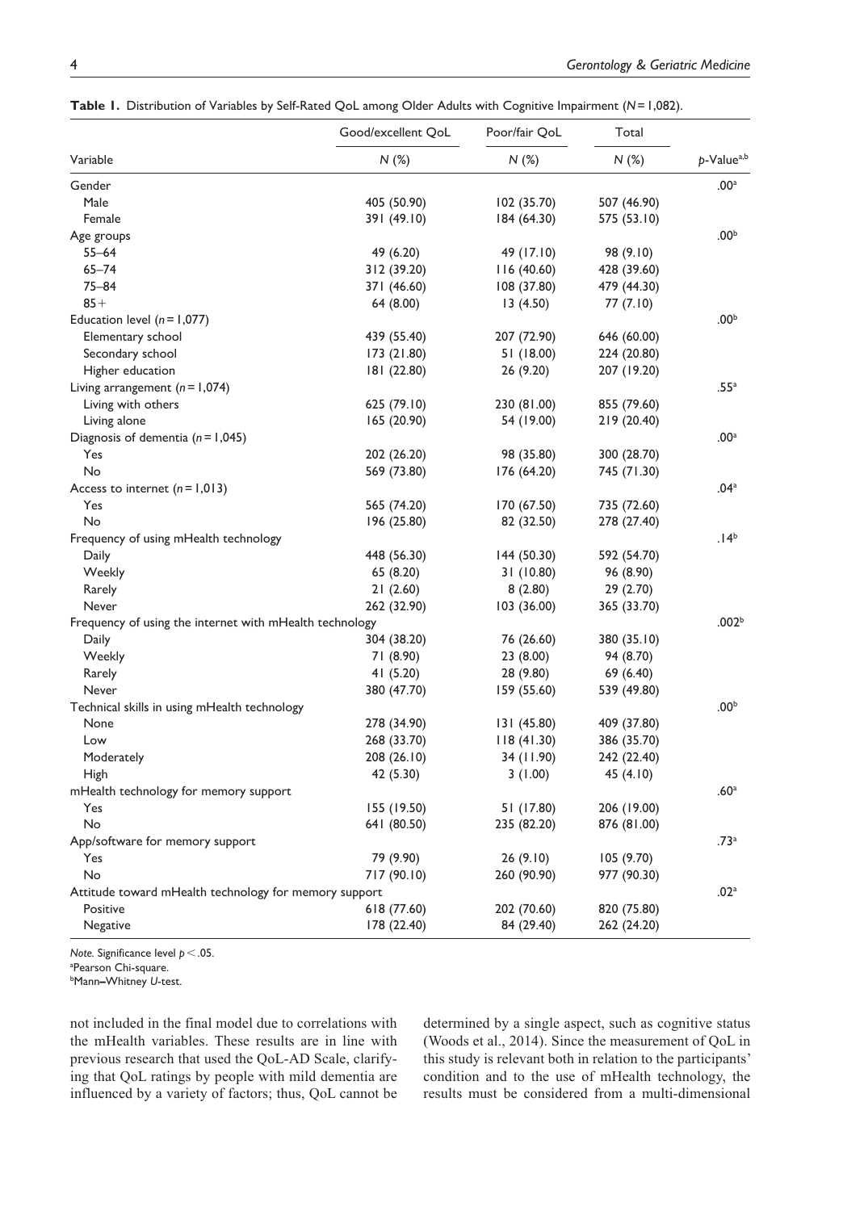**Table 1.** Distribution of Variables by Self-Rated QoL among Older Adults with Cognitive Impairment ($N = 1{,}082$).

| Variable | Good/excellent QoL | Poor/fair QoL | Total | |
|---|---|---|---|---|
| | *N* (%) | *N* (%) | *N* (%) | *p*-Value[a,b] |
| Gender | | | | .00[a] |
| Male | 405 (50.90) | 102 (35.70) | 507 (46.90) | |
| Female | 391 (49.10) | 184 (64.30) | 575 (53.10) | |
| Age groups | | | | .00[b] |
| 55–64 | 49 (6.20) | 49 (17.10) | 98 (9.10) | |
| 65–74 | 312 (39.20) | 116 (40.60) | 428 (39.60) | |
| 75–84 | 371 (46.60) | 108 (37.80) | 479 (44.30) | |
| 85+ | 64 (8.00) | 13 (4.50) | 77 (7.10) | |
| Education level ($n = 1{,}077$) | | | | .00[b] |
| Elementary school | 439 (55.40) | 207 (72.90) | 646 (60.00) | |
| Secondary school | 173 (21.80) | 51 (18.00) | 224 (20.80) | |
| Higher education | 181 (22.80) | 26 (9.20) | 207 (19.20) | |
| Living arrangement ($n = 1{,}074$) | | | | .55[a] |
| Living with others | 625 (79.10) | 230 (81.00) | 855 (79.60) | |
| Living alone | 165 (20.90) | 54 (19.00) | 219 (20.40) | |
| Diagnosis of dementia ($n = 1{,}045$) | | | | .00[a] |
| Yes | 202 (26.20) | 98 (35.80) | 300 (28.70) | |
| No | 569 (73.80) | 176 (64.20) | 745 (71.30) | |
| Access to internet ($n = 1{,}013$) | | | | .04[a] |
| Yes | 565 (74.20) | 170 (67.50) | 735 (72.60) | |
| No | 196 (25.80) | 82 (32.50) | 278 (27.40) | |
| Frequency of using mHealth technology | | | | .14[b] |
| Daily | 448 (56.30) | 144 (50.30) | 592 (54.70) | |
| Weekly | 65 (8.20) | 31 (10.80) | 96 (8.90) | |
| Rarely | 21 (2.60) | 8 (2.80) | 29 (2.70) | |
| Never | 262 (32.90) | 103 (36.00) | 365 (33.70) | |
| Frequency of using the internet with mHealth technology | | | | .002[b] |
| Daily | 304 (38.20) | 76 (26.60) | 380 (35.10) | |
| Weekly | 71 (8.90) | 23 (8.00) | 94 (8.70) | |
| Rarely | 41 (5.20) | 28 (9.80) | 69 (6.40) | |
| Never | 380 (47.70) | 159 (55.60) | 539 (49.80) | |
| Technical skills in using mHealth technology | | | | .00[b] |
| None | 278 (34.90) | 131 (45.80) | 409 (37.80) | |
| Low | 268 (33.70) | 118 (41.30) | 386 (35.70) | |
| Moderately | 208 (26.10) | 34 (11.90) | 242 (22.40) | |
| High | 42 (5.30) | 3 (1.00) | 45 (4.10) | |
| mHealth technology for memory support | | | | .60[a] |
| Yes | 155 (19.50) | 51 (17.80) | 206 (19.00) | |
| No | 641 (80.50) | 235 (82.20) | 876 (81.00) | |
| App/software for memory support | | | | .73[a] |
| Yes | 79 (9.90) | 26 (9.10) | 105 (9.70) | |
| No | 717 (90.10) | 260 (90.90) | 977 (90.30) | |
| Attitude toward mHealth technology for memory support | | | | .02[a] |
| Positive | 618 (77.60) | 202 (70.60) | 820 (75.80) | |
| Negative | 178 (22.40) | 84 (29.40) | 262 (24.20) | |

*Note.* Significance level $p < .05$.
[a]Pearson Chi-square.
[b]Mann–Whitney *U*-test.

not included in the final model due to correlations with the mHealth variables. These results are in line with previous research that used the QoL-AD Scale, clarifying that QoL ratings by people with mild dementia are influenced by a variety of factors; thus, QoL cannot be determined by a single aspect, such as cognitive status (Woods et al., 2014). Since the measurement of QoL in this study is relevant both in relation to the participants' condition and to the use of mHealth technology, the results must be considered from a multi-dimensional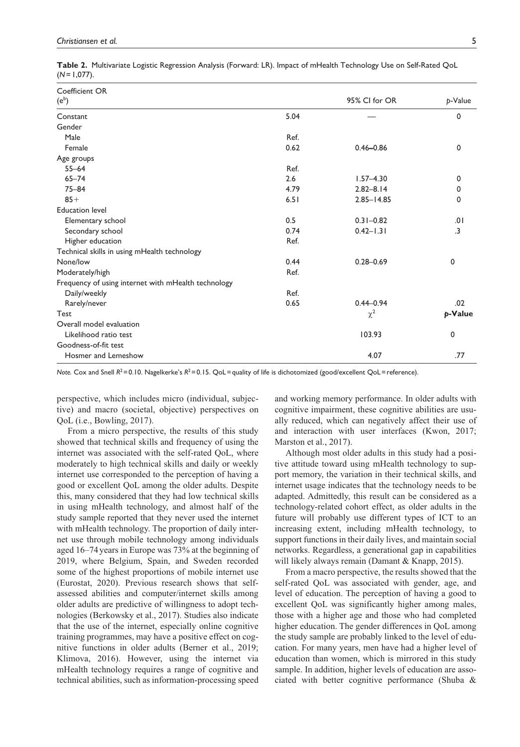**Table 2.** Multivariate Logistic Regression Analysis (Forward: LR). Impact of mHealth Technology Use on Self-Rated QoL ($N$ = 1,077).

| Coefficient OR ($e^b$) | | 95% CI for OR | $p$-Value |
|---|---|---|---|
| Constant | 5.04 | — | 0 |
| Gender | | | |
| Male | Ref. | | |
| Female | 0.62 | 0.46–0.86 | 0 |
| Age groups | | | |
| 55–64 | Ref. | | |
| 65–74 | 2.6 | 1.57–4.30 | 0 |
| 75–84 | 4.79 | 2.82–8.14 | 0 |
| 85+ | 6.51 | 2.85–14.85 | 0 |
| Education level | | | |
| Elementary school | 0.5 | 0.31–0.82 | .01 |
| Secondary school | 0.74 | 0.42–1.31 | .3 |
| Higher education | Ref. | | |
| Technical skills in using mHealth technology | | | |
| None/low | 0.44 | 0.28–0.69 | 0 |
| Moderately/high | Ref. | | |
| Frequency of using internet with mHealth technology | | | |
| Daily/weekly | Ref. | | |
| Rarely/never | 0.65 | 0.44–0.94 | .02 |
| Test | | $\chi^2$ | ***p*-Value** |
| Overall model evaluation | | | |
| Likelihood ratio test | | 103.93 | 0 |
| Goodness-of-fit test | | | |
| Hosmer and Lemeshow | | 4.07 | .77 |

*Note.* Cox and Snell $R^2$ = 0.10. Nagelkerke's $R^2$ = 0.15. QoL = quality of life is dichotomized (good/excellent QoL = reference).

perspective, which includes micro (individual, subjective) and macro (societal, objective) perspectives on QoL (i.e., Bowling, 2017).

From a micro perspective, the results of this study showed that technical skills and frequency of using the internet was associated with the self-rated QoL, where moderately to high technical skills and daily or weekly internet use corresponded to the perception of having a good or excellent QoL among the older adults. Despite this, many considered that they had low technical skills in using mHealth technology, and almost half of the study sample reported that they never used the internet with mHealth technology. The proportion of daily internet use through mobile technology among individuals aged 16–74 years in Europe was 73% at the beginning of 2019, where Belgium, Spain, and Sweden recorded some of the highest proportions of mobile internet use (Eurostat, 2020). Previous research shows that self-assessed abilities and computer/internet skills among older adults are predictive of willingness to adopt technologies (Berkowsky et al., 2017). Studies also indicate that the use of the internet, especially online cognitive training programmes, may have a positive effect on cognitive functions in older adults (Berner et al., 2019; Klimova, 2016). However, using the internet via mHealth technology requires a range of cognitive and technical abilities, such as information-processing speed and working memory performance. In older adults with cognitive impairment, these cognitive abilities are usually reduced, which can negatively affect their use of and interaction with user interfaces (Kwon, 2017; Marston et al., 2017).

Although most older adults in this study had a positive attitude toward using mHealth technology to support memory, the variation in their technical skills, and internet usage indicates that the technology needs to be adapted. Admittedly, this result can be considered as a technology-related cohort effect, as older adults in the future will probably use different types of ICT to an increasing extent, including mHealth technology, to support functions in their daily lives, and maintain social networks. Regardless, a generational gap in capabilities will likely always remain (Damant & Knapp, 2015).

From a macro perspective, the results showed that the self-rated QoL was associated with gender, age, and level of education. The perception of having a good to excellent QoL was significantly higher among males, those with a higher age and those who had completed higher education. The gender differences in QoL among the study sample are probably linked to the level of education. For many years, men have had a higher level of education than women, which is mirrored in this study sample. In addition, higher levels of education are associated with better cognitive performance (Shuba &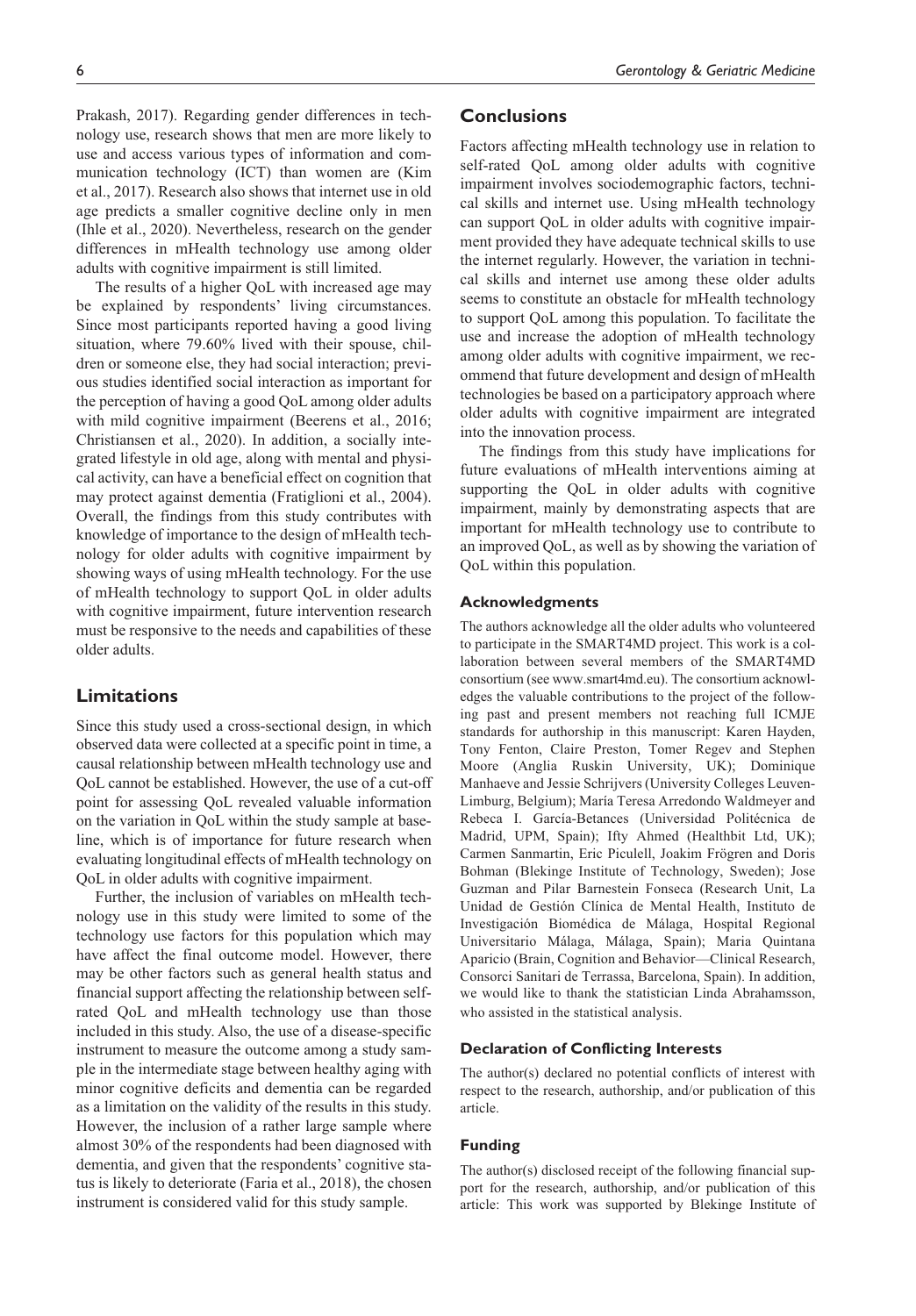Prakash, 2017). Regarding gender differences in technology use, research shows that men are more likely to use and access various types of information and communication technology (ICT) than women are (Kim et al., 2017). Research also shows that internet use in old age predicts a smaller cognitive decline only in men (Ihle et al., 2020). Nevertheless, research on the gender differences in mHealth technology use among older adults with cognitive impairment is still limited.

The results of a higher QoL with increased age may be explained by respondents' living circumstances. Since most participants reported having a good living situation, where 79.60% lived with their spouse, children or someone else, they had social interaction; previous studies identified social interaction as important for the perception of having a good QoL among older adults with mild cognitive impairment (Beerens et al., 2016; Christiansen et al., 2020). In addition, a socially integrated lifestyle in old age, along with mental and physical activity, can have a beneficial effect on cognition that may protect against dementia (Fratiglioni et al., 2004). Overall, the findings from this study contributes with knowledge of importance to the design of mHealth technology for older adults with cognitive impairment by showing ways of using mHealth technology. For the use of mHealth technology to support QoL in older adults with cognitive impairment, future intervention research must be responsive to the needs and capabilities of these older adults.

## Limitations

Since this study used a cross-sectional design, in which observed data were collected at a specific point in time, a causal relationship between mHealth technology use and QoL cannot be established. However, the use of a cut-off point for assessing QoL revealed valuable information on the variation in QoL within the study sample at baseline, which is of importance for future research when evaluating longitudinal effects of mHealth technology on QoL in older adults with cognitive impairment.

Further, the inclusion of variables on mHealth technology use in this study were limited to some of the technology use factors for this population which may have affect the final outcome model. However, there may be other factors such as general health status and financial support affecting the relationship between self-rated QoL and mHealth technology use than those included in this study. Also, the use of a disease-specific instrument to measure the outcome among a study sample in the intermediate stage between healthy aging with minor cognitive deficits and dementia can be regarded as a limitation on the validity of the results in this study. However, the inclusion of a rather large sample where almost 30% of the respondents had been diagnosed with dementia, and given that the respondents' cognitive status is likely to deteriorate (Faria et al., 2018), the chosen instrument is considered valid for this study sample.

## Conclusions

Factors affecting mHealth technology use in relation to self-rated QoL among older adults with cognitive impairment involves sociodemographic factors, technical skills and internet use. Using mHealth technology can support QoL in older adults with cognitive impairment provided they have adequate technical skills to use the internet regularly. However, the variation in technical skills and internet use among these older adults seems to constitute an obstacle for mHealth technology to support QoL among this population. To facilitate the use and increase the adoption of mHealth technology among older adults with cognitive impairment, we recommend that future development and design of mHealth technologies be based on a participatory approach where older adults with cognitive impairment are integrated into the innovation process.

The findings from this study have implications for future evaluations of mHealth interventions aiming at supporting the QoL in older adults with cognitive impairment, mainly by demonstrating aspects that are important for mHealth technology use to contribute to an improved QoL, as well as by showing the variation of QoL within this population.

### Acknowledgments

The authors acknowledge all the older adults who volunteered to participate in the SMART4MD project. This work is a collaboration between several members of the SMART4MD consortium (see www.smart4md.eu). The consortium acknowledges the valuable contributions to the project of the following past and present members not reaching full ICMJE standards for authorship in this manuscript: Karen Hayden, Tony Fenton, Claire Preston, Tomer Regev and Stephen Moore (Anglia Ruskin University, UK); Dominique Manhaeve and Jessie Schrijvers (University Colleges Leuven-Limburg, Belgium); María Teresa Arredondo Waldmeyer and Rebeca I. García-Betances (Universidad Politécnica de Madrid, UPM, Spain); Ifty Ahmed (Healthbit Ltd, UK); Carmen Sanmartin, Eric Piculell, Joakim Frögren and Doris Bohman (Blekinge Institute of Technology, Sweden); Jose Guzman and Pilar Barnestein Fonseca (Research Unit, La Unidad de Gestión Clínica de Mental Health, Instituto de Investigación Biomédica de Málaga, Hospital Regional Universitario Málaga, Málaga, Spain); Maria Quintana Aparicio (Brain, Cognition and Behavior—Clinical Research, Consorci Sanitari de Terrassa, Barcelona, Spain). In addition, we would like to thank the statistician Linda Abrahamsson, who assisted in the statistical analysis.

### Declaration of Conflicting Interests

The author(s) declared no potential conflicts of interest with respect to the research, authorship, and/or publication of this article.

### Funding

The author(s) disclosed receipt of the following financial support for the research, authorship, and/or publication of this article: This work was supported by Blekinge Institute of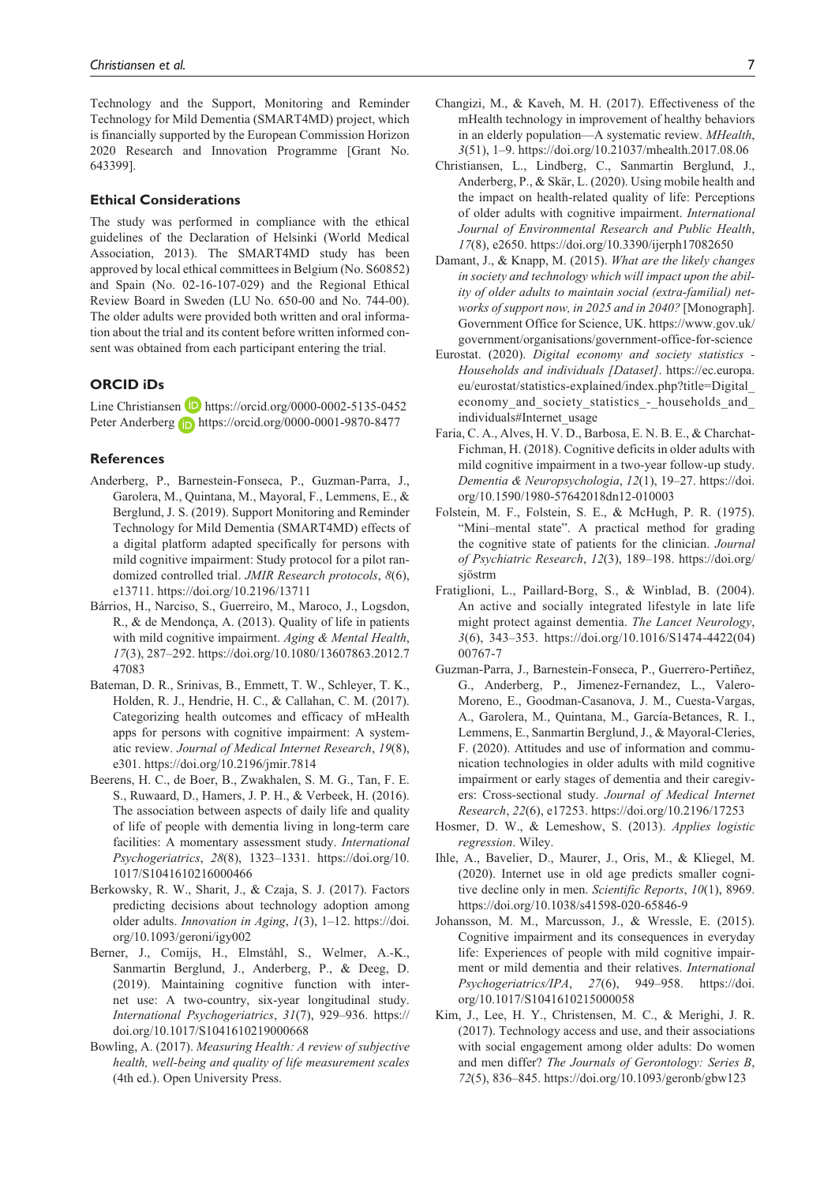Technology and the Support, Monitoring and Reminder Technology for Mild Dementia (SMART4MD) project, which is financially supported by the European Commission Horizon 2020 Research and Innovation Programme [Grant No. 643399].

### Ethical Considerations

The study was performed in compliance with the ethical guidelines of the Declaration of Helsinki (World Medical Association, 2013). The SMART4MD study has been approved by local ethical committees in Belgium (No. S60852) and Spain (No. 02-16-107-029) and the Regional Ethical Review Board in Sweden (LU No. 650-00 and No. 744-00). The older adults were provided both written and oral information about the trial and its content before written informed consent was obtained from each participant entering the trial.

### ORCID iDs

Line Christiansen https://orcid.org/0000-0002-5135-0452
Peter Anderberg https://orcid.org/0000-0001-9870-8477

### References

Anderberg, P., Barnestein-Fonseca, P., Guzman-Parra, J., Garolera, M., Quintana, M., Mayoral, F., Lemmens, E., & Berglund, J. S. (2019). Support Monitoring and Reminder Technology for Mild Dementia (SMART4MD) effects of a digital platform adapted specifically for persons with mild cognitive impairment: Study protocol for a pilot randomized controlled trial. *JMIR Research protocols*, *8*(6), e13711. https://doi.org/10.2196/13711

Bárrios, H., Narciso, S., Guerreiro, M., Maroco, J., Logsdon, R., & de Mendonça, A. (2013). Quality of life in patients with mild cognitive impairment. *Aging & Mental Health*, *17*(3), 287–292. https://doi.org/10.1080/13607863.2012.747083

Bateman, D. R., Srinivas, B., Emmett, T. W., Schleyer, T. K., Holden, R. J., Hendrie, H. C., & Callahan, C. M. (2017). Categorizing health outcomes and efficacy of mHealth apps for persons with cognitive impairment: A systematic review. *Journal of Medical Internet Research*, *19*(8), e301. https://doi.org/10.2196/jmir.7814

Beerens, H. C., de Boer, B., Zwakhalen, S. M. G., Tan, F. E. S., Ruwaard, D., Hamers, J. P. H., & Verbeek, H. (2016). The association between aspects of daily life and quality of life of people with dementia living in long-term care facilities: A momentary assessment study. *International Psychogeriatrics*, *28*(8), 1323–1331. https://doi.org/10.1017/S1041610216000466

Berkowsky, R. W., Sharit, J., & Czaja, S. J. (2017). Factors predicting decisions about technology adoption among older adults. *Innovation in Aging*, *1*(3), 1–12. https://doi.org/10.1093/geroni/igy002

Berner, J., Comijs, H., Elmståhl, S., Welmer, A.-K., Sanmartin Berglund, J., Anderberg, P., & Deeg, D. (2019). Maintaining cognitive function with internet use: A two-country, six-year longitudinal study. *International Psychogeriatrics*, *31*(7), 929–936. https://doi.org/10.1017/S1041610219000668

Bowling, A. (2017). *Measuring Health: A review of subjective health, well-being and quality of life measurement scales* (4th ed.). Open University Press.

Changizi, M., & Kaveh, M. H. (2017). Effectiveness of the mHealth technology in improvement of healthy behaviors in an elderly population—A systematic review. *MHealth*, *3*(51), 1–9. https://doi.org/10.21037/mhealth.2017.08.06

Christiansen, L., Lindberg, C., Sanmartin Berglund, J., Anderberg, P., & Skär, L. (2020). Using mobile health and the impact on health-related quality of life: Perceptions of older adults with cognitive impairment. *International Journal of Environmental Research and Public Health*, *17*(8), e2650. https://doi.org/10.3390/ijerph17082650

Damant, J., & Knapp, M. (2015). *What are the likely changes in society and technology which will impact upon the ability of older adults to maintain social (extra-familial) networks of support now, in 2025 and in 2040?* [Monograph]. Government Office for Science, UK. https://www.gov.uk/government/organisations/government-office-for-science

Eurostat. (2020). *Digital economy and society statistics - Households and individuals [Dataset]*. https://ec.europa.eu/eurostat/statistics-explained/index.php?title=Digital_economy_and_society_statistics_-_households_and_individuals#Internet_usage

Faria, C. A., Alves, H. V. D., Barbosa, E. N. B. E., & Charchat-Fichman, H. (2018). Cognitive deficits in older adults with mild cognitive impairment in a two-year follow-up study. *Dementia & Neuropsychologia*, *12*(1), 19–27. https://doi.org/10.1590/1980-57642018dn12-010003

Folstein, M. F., Folstein, S. E., & McHugh, P. R. (1975). "Mini–mental state". A practical method for grading the cognitive state of patients for the clinician. *Journal of Psychiatric Research*, *12*(3), 189–198. https://doi.org/sjöstrm

Fratiglioni, L., Paillard-Borg, S., & Winblad, B. (2004). An active and socially integrated lifestyle in late life might protect against dementia. *The Lancet Neurology*, *3*(6), 343–353. https://doi.org/10.1016/S1474-4422(04)00767-7

Guzman-Parra, J., Barnestein-Fonseca, P., Guerrero-Pertiñez, G., Anderberg, P., Jimenez-Fernandez, L., Valero-Moreno, E., Goodman-Casanova, J. M., Cuesta-Vargas, A., Garolera, M., Quintana, M., García-Betances, R. I., Lemmens, E., Sanmartin Berglund, J., & Mayoral-Cleries, F. (2020). Attitudes and use of information and communication technologies in older adults with mild cognitive impairment or early stages of dementia and their caregivers: Cross-sectional study. *Journal of Medical Internet Research*, *22*(6), e17253. https://doi.org/10.2196/17253

Hosmer, D. W., & Lemeshow, S. (2013). *Applies logistic regression*. Wiley.

Ihle, A., Bavelier, D., Maurer, J., Oris, M., & Kliegel, M. (2020). Internet use in old age predicts smaller cognitive decline only in men. *Scientific Reports*, *10*(1), 8969. https://doi.org/10.1038/s41598-020-65846-9

Johansson, M. M., Marcusson, J., & Wressle, E. (2015). Cognitive impairment and its consequences in everyday life: Experiences of people with mild cognitive impairment or mild dementia and their relatives. *International Psychogeriatrics/IPA*, *27*(6), 949–958. https://doi.org/10.1017/S1041610215000058

Kim, J., Lee, H. Y., Christensen, M. C., & Merighi, J. R. (2017). Technology access and use, and their associations with social engagement among older adults: Do women and men differ? *The Journals of Gerontology: Series B*, *72*(5), 836–845. https://doi.org/10.1093/geronb/gbw123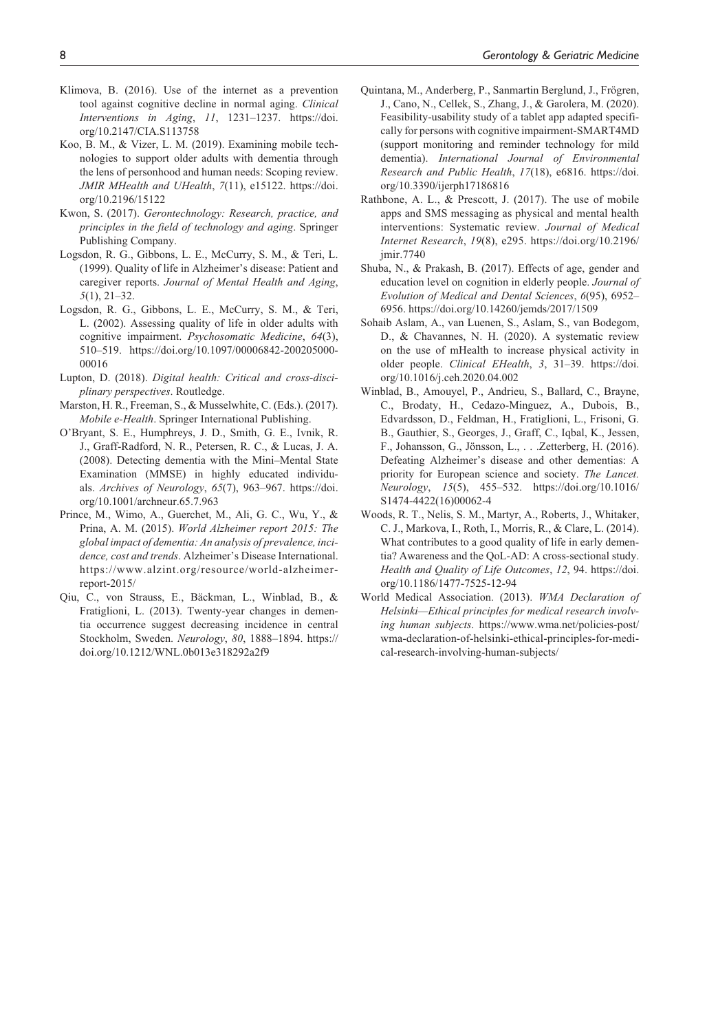Klimova, B. (2016). Use of the internet as a prevention tool against cognitive decline in normal aging. *Clinical Interventions in Aging*, *11*, 1231–1237. https://doi.org/10.2147/CIA.S113758

Koo, B. M., & Vizer, L. M. (2019). Examining mobile technologies to support older adults with dementia through the lens of personhood and human needs: Scoping review. *JMIR MHealth and UHealth*, *7*(11), e15122. https://doi.org/10.2196/15122

Kwon, S. (2017). *Gerontechnology: Research, practice, and principles in the field of technology and aging*. Springer Publishing Company.

Logsdon, R. G., Gibbons, L. E., McCurry, S. M., & Teri, L. (1999). Quality of life in Alzheimer's disease: Patient and caregiver reports. *Journal of Mental Health and Aging*, *5*(1), 21–32.

Logsdon, R. G., Gibbons, L. E., McCurry, S. M., & Teri, L. (2002). Assessing quality of life in older adults with cognitive impairment. *Psychosomatic Medicine*, *64*(3), 510–519. https://doi.org/10.1097/00006842-200205000-00016

Lupton, D. (2018). *Digital health: Critical and cross-disciplinary perspectives*. Routledge.

Marston, H. R., Freeman, S., & Musselwhite, C. (Eds.). (2017). *Mobile e-Health*. Springer International Publishing.

O'Bryant, S. E., Humphreys, J. D., Smith, G. E., Ivnik, R. J., Graff-Radford, N. R., Petersen, R. C., & Lucas, J. A. (2008). Detecting dementia with the Mini–Mental State Examination (MMSE) in highly educated individuals. *Archives of Neurology*, *65*(7), 963–967. https://doi.org/10.1001/archneur.65.7.963

Prince, M., Wimo, A., Guerchet, M., Ali, G. C., Wu, Y., & Prina, A. M. (2015). *World Alzheimer report 2015: The global impact of dementia: An analysis of prevalence, incidence, cost and trends*. Alzheimer's Disease International. https://www.alzint.org/resource/world-alzheimer-report-2015/

Qiu, C., von Strauss, E., Bäckman, L., Winblad, B., & Fratiglioni, L. (2013). Twenty-year changes in dementia occurrence suggest decreasing incidence in central Stockholm, Sweden. *Neurology*, *80*, 1888–1894. https://doi.org/10.1212/WNL.0b013e318292a2f9

Quintana, M., Anderberg, P., Sanmartin Berglund, J., Frögren, J., Cano, N., Cellek, S., Zhang, J., & Garolera, M. (2020). Feasibility-usability study of a tablet app adapted specifically for persons with cognitive impairment-SMART4MD (support monitoring and reminder technology for mild dementia). *International Journal of Environmental Research and Public Health*, *17*(18), e6816. https://doi.org/10.3390/ijerph17186816

Rathbone, A. L., & Prescott, J. (2017). The use of mobile apps and SMS messaging as physical and mental health interventions: Systematic review. *Journal of Medical Internet Research*, *19*(8), e295. https://doi.org/10.2196/jmir.7740

Shuba, N., & Prakash, B. (2017). Effects of age, gender and education level on cognition in elderly people. *Journal of Evolution of Medical and Dental Sciences*, *6*(95), 6952–6956. https://doi.org/10.14260/jemds/2017/1509

Sohaib Aslam, A., van Luenen, S., Aslam, S., van Bodegom, D., & Chavannes, N. H. (2020). A systematic review on the use of mHealth to increase physical activity in older people. *Clinical EHealth*, *3*, 31–39. https://doi.org/10.1016/j.ceh.2020.04.002

Winblad, B., Amouyel, P., Andrieu, S., Ballard, C., Brayne, C., Brodaty, H., Cedazo-Minguez, A., Dubois, B., Edvardsson, D., Feldman, H., Fratiglioni, L., Frisoni, G. B., Gauthier, S., Georges, J., Graff, C., Iqbal, K., Jessen, F., Johansson, G., Jönsson, L., . . .Zetterberg, H. (2016). Defeating Alzheimer's disease and other dementias: A priority for European science and society. *The Lancet. Neurology*, *15*(5), 455–532. https://doi.org/10.1016/S1474-4422(16)00062-4

Woods, R. T., Nelis, S. M., Martyr, A., Roberts, J., Whitaker, C. J., Markova, I., Roth, I., Morris, R., & Clare, L. (2014). What contributes to a good quality of life in early dementia? Awareness and the QoL-AD: A cross-sectional study. *Health and Quality of Life Outcomes*, *12*, 94. https://doi.org/10.1186/1477-7525-12-94

World Medical Association. (2013). *WMA Declaration of Helsinki—Ethical principles for medical research involving human subjects*. https://www.wma.net/policies-post/wma-declaration-of-helsinki-ethical-principles-for-medical-research-involving-human-subjects/